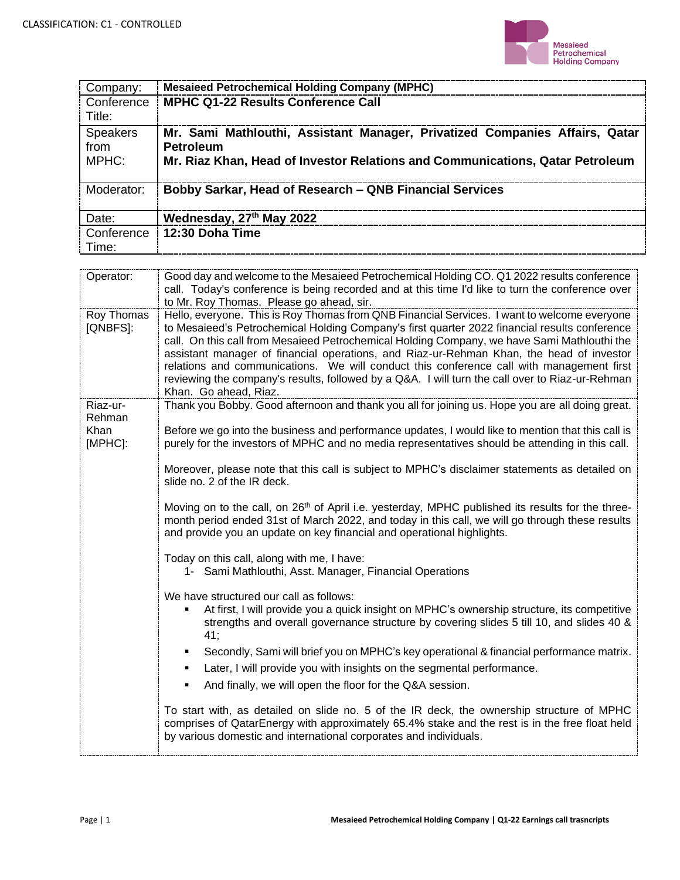CLASSIFICATION: C1 - CONTROLLED

| Company: | **Mesaieed Petrochemical Holding Company (MPHC)** |
| --- | --- |
| Conference Title: | **MPHC Q1-22 Results Conference Call** |
| Speakers from MPHC: | **Mr. Sami Mathlouthi, Assistant Manager, Privatized Companies Affairs, Qatar Petroleum**<br>**Mr. Riaz Khan, Head of Investor Relations and Communications, Qatar Petroleum** |
| Moderator: | **Bobby Sarkar, Head of Research – QNB Financial Services** |
| Date: | **Wednesday, 27th May 2022** |
| Conference Time: | **12:30 Doha Time** |

| | |
| --- | --- |
| Operator: | Good day and welcome to the Mesaieed Petrochemical Holding CO. Q1 2022 results conference call. Today's conference is being recorded and at this time I'd like to turn the conference over to Mr. Roy Thomas. Please go ahead, sir. |
| Roy Thomas [QNBFS]: | Hello, everyone. This is Roy Thomas from QNB Financial Services. I want to welcome everyone to Mesaieed's Petrochemical Holding Company's first quarter 2022 financial results conference call. On this call from Mesaieed Petrochemical Holding Company, we have Sami Mathlouthi the assistant manager of financial operations, and Riaz-ur-Rehman Khan, the head of investor relations and communications. We will conduct this conference call with management first reviewing the company's results, followed by a Q&A. I will turn the call over to Riaz-ur-Rehman Khan. Go ahead, Riaz. |
| Riaz-ur-Rehman Khan [MPHC]: | Thank you Bobby. Good afternoon and thank you all for joining us. Hope you are all doing great.<br><br>Before we go into the business and performance updates, I would like to mention that this call is purely for the investors of MPHC and no media representatives should be attending in this call.<br><br>Moreover, please note that this call is subject to MPHC's disclaimer statements as detailed on slide no. 2 of the IR deck.<br><br>Moving on to the call, on 26th of April i.e. yesterday, MPHC published its results for the three-month period ended 31st of March 2022, and today in this call, we will go through these results and provide you an update on key financial and operational highlights.<br><br>Today on this call, along with me, I have:<br>1- Sami Mathlouthi, Asst. Manager, Financial Operations<br><br>We have structured our call as follows:<br>▪ At first, I will provide you a quick insight on MPHC's ownership structure, its competitive strengths and overall governance structure by covering slides 5 till 10, and slides 40 & 41;<br>▪ Secondly, Sami will brief you on MPHC's key operational & financial performance matrix.<br>▪ Later, I will provide you with insights on the segmental performance.<br>▪ And finally, we will open the floor for the Q&A session.<br><br>To start with, as detailed on slide no. 5 of the IR deck, the ownership structure of MPHC comprises of QatarEnergy with approximately 65.4% stake and the rest is in the free float held by various domestic and international corporates and individuals. |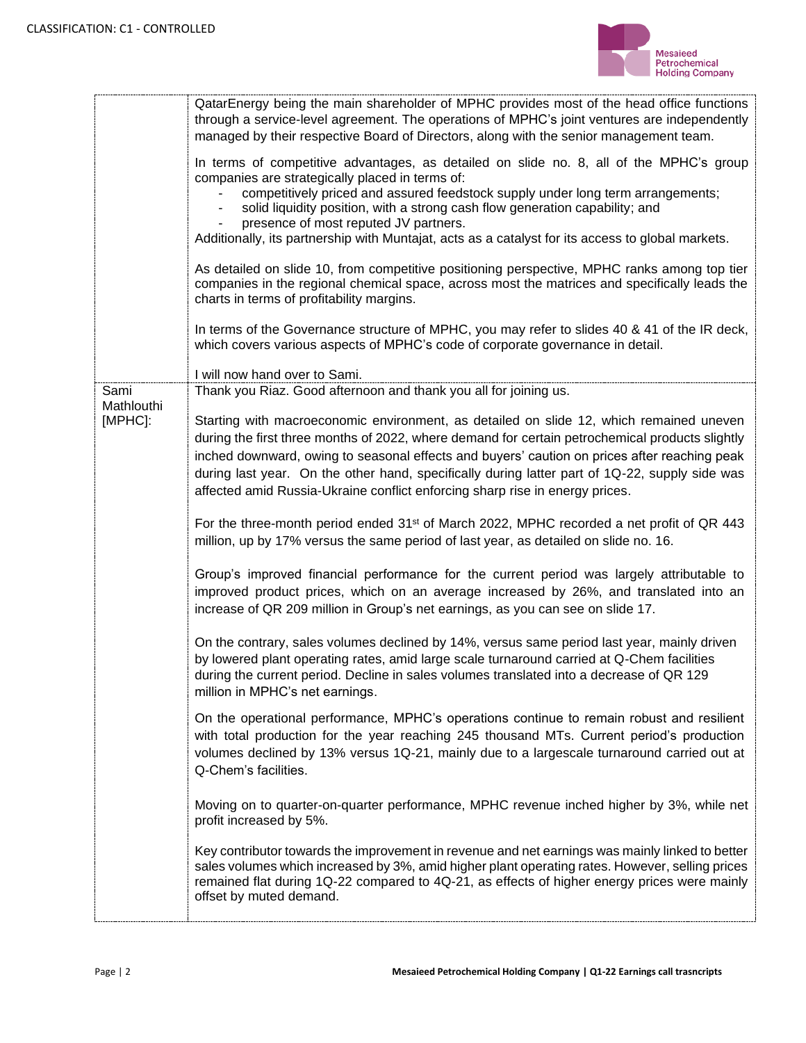| | |
|---|---|
| | QatarEnergy being the main shareholder of MPHC provides most of the head office functions through a service-level agreement. The operations of MPHC's joint ventures are independently managed by their respective Board of Directors, along with the senior management team.<br><br>In terms of competitive advantages, as detailed on slide no. 8, all of the MPHC's group companies are strategically placed in terms of:<br>- competitively priced and assured feedstock supply under long term arrangements;<br>- solid liquidity position, with a strong cash flow generation capability; and<br>- presence of most reputed JV partners.<br>Additionally, its partnership with Muntajat, acts as a catalyst for its access to global markets.<br><br>As detailed on slide 10, from competitive positioning perspective, MPHC ranks among top tier companies in the regional chemical space, across most the matrices and specifically leads the charts in terms of profitability margins.<br><br>In terms of the Governance structure of MPHC, you may refer to slides 40 & 41 of the IR deck, which covers various aspects of MPHC's code of corporate governance in detail.<br><br>I will now hand over to Sami. |
| Sami Mathlouthi [MPHC]: | Thank you Riaz. Good afternoon and thank you all for joining us.<br><br>Starting with macroeconomic environment, as detailed on slide 12, which remained uneven during the first three months of 2022, where demand for certain petrochemical products slightly inched downward, owing to seasonal effects and buyers' caution on prices after reaching peak during last year. On the other hand, specifically during latter part of 1Q-22, supply side was affected amid Russia-Ukraine conflict enforcing sharp rise in energy prices.<br><br>For the three-month period ended 31st of March 2022, MPHC recorded a net profit of QR 443 million, up by 17% versus the same period of last year, as detailed on slide no. 16.<br><br>Group's improved financial performance for the current period was largely attributable to improved product prices, which on an average increased by 26%, and translated into an increase of QR 209 million in Group's net earnings, as you can see on slide 17.<br><br>On the contrary, sales volumes declined by 14%, versus same period last year, mainly driven by lowered plant operating rates, amid large scale turnaround carried at Q-Chem facilities during the current period. Decline in sales volumes translated into a decrease of QR 129 million in MPHC's net earnings.<br><br>On the operational performance, MPHC's operations continue to remain robust and resilient with total production for the year reaching 245 thousand MTs. Current period's production volumes declined by 13% versus 1Q-21, mainly due to a largescale turnaround carried out at Q-Chem's facilities.<br><br>Moving on to quarter-on-quarter performance, MPHC revenue inched higher by 3%, while net profit increased by 5%.<br><br>Key contributor towards the improvement in revenue and net earnings was mainly linked to better sales volumes which increased by 3%, amid higher plant operating rates. However, selling prices remained flat during 1Q-22 compared to 4Q-21, as effects of higher energy prices were mainly offset by muted demand. |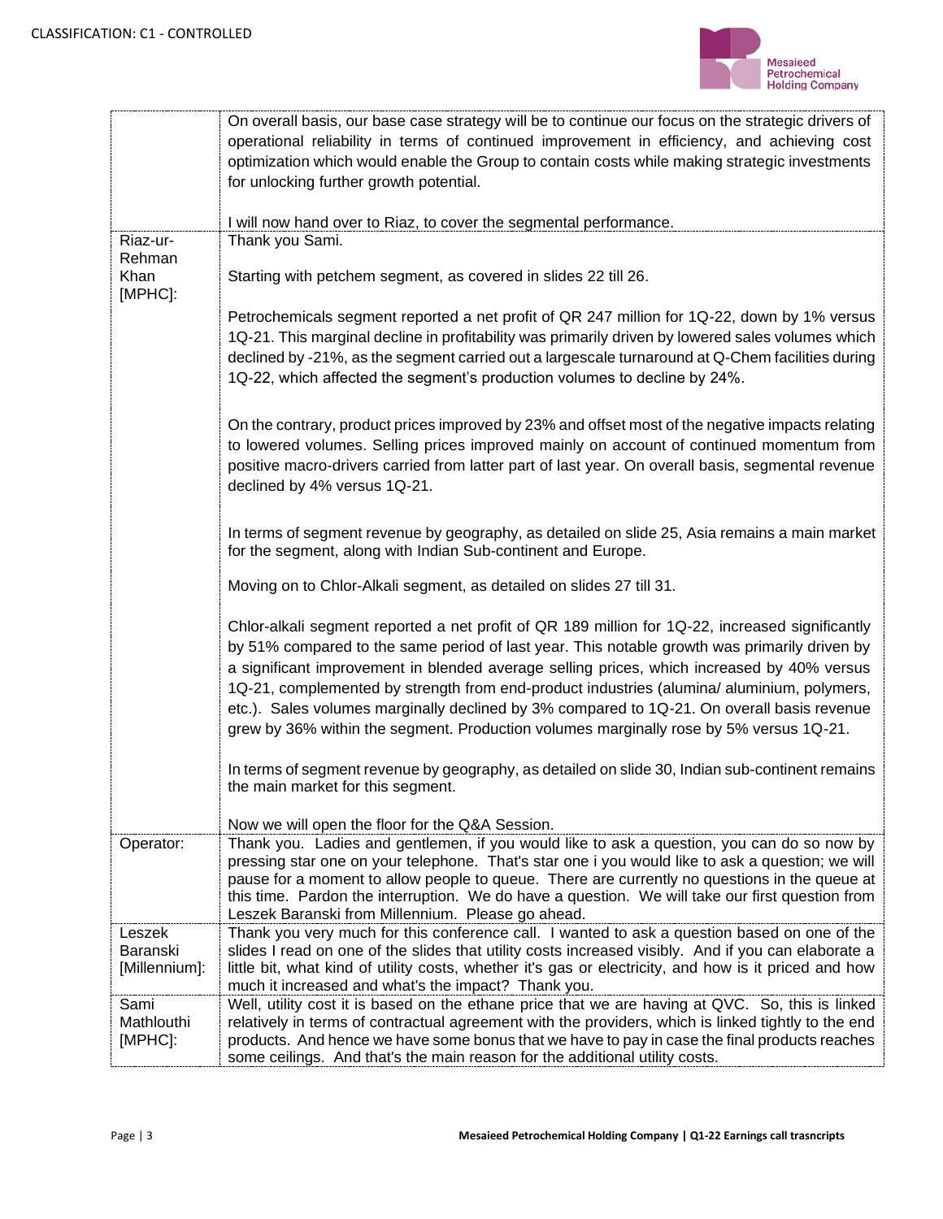| | |
|---|---|
| | On overall basis, our base case strategy will be to continue our focus on the strategic drivers of operational reliability in terms of continued improvement in efficiency, and achieving cost optimization which would enable the Group to contain costs while making strategic investments for unlocking further growth potential.<br><br>I will now hand over to Riaz, to cover the segmental performance. |
| Riaz-ur-Rehman Khan [MPHC]: | Thank you Sami.<br><br>Starting with petchem segment, as covered in slides 22 till 26.<br><br>Petrochemicals segment reported a net profit of QR 247 million for 1Q-22, down by 1% versus 1Q-21. This marginal decline in profitability was primarily driven by lowered sales volumes which declined by -21%, as the segment carried out a largescale turnaround at Q-Chem facilities during 1Q-22, which affected the segment's production volumes to decline by 24%.<br><br>On the contrary, product prices improved by 23% and offset most of the negative impacts relating to lowered volumes. Selling prices improved mainly on account of continued momentum from positive macro-drivers carried from latter part of last year. On overall basis, segmental revenue declined by 4% versus 1Q-21.<br><br>In terms of segment revenue by geography, as detailed on slide 25, Asia remains a main market for the segment, along with Indian Sub-continent and Europe.<br><br>Moving on to Chlor-Alkali segment, as detailed on slides 27 till 31.<br><br>Chlor-alkali segment reported a net profit of QR 189 million for 1Q-22, increased significantly by 51% compared to the same period of last year. This notable growth was primarily driven by a significant improvement in blended average selling prices, which increased by 40% versus 1Q-21, complemented by strength from end-product industries (alumina/ aluminium, polymers, etc.). Sales volumes marginally declined by 3% compared to 1Q-21. On overall basis revenue grew by 36% within the segment. Production volumes marginally rose by 5% versus 1Q-21.<br><br>In terms of segment revenue by geography, as detailed on slide 30, Indian sub-continent remains the main market for this segment.<br><br>Now we will open the floor for the Q&A Session. |
| Operator: | Thank you. Ladies and gentlemen, if you would like to ask a question, you can do so now by pressing star one on your telephone. That's star one i you would like to ask a question; we will pause for a moment to allow people to queue. There are currently no questions in the queue at this time. Pardon the interruption. We do have a question. We will take our first question from Leszek Baranski from Millennium. Please go ahead. |
| Leszek Baranski [Millennium]: | Thank you very much for this conference call. I wanted to ask a question based on one of the slides I read on one of the slides that utility costs increased visibly. And if you can elaborate a little bit, what kind of utility costs, whether it's gas or electricity, and how is it priced and how much it increased and what's the impact? Thank you. |
| Sami Mathlouthi [MPHC]: | Well, utility cost it is based on the ethane price that we are having at QVC. So, this is linked relatively in terms of contractual agreement with the providers, which is linked tightly to the end products. And hence we have some bonus that we have to pay in case the final products reaches some ceilings. And that's the main reason for the additional utility costs. |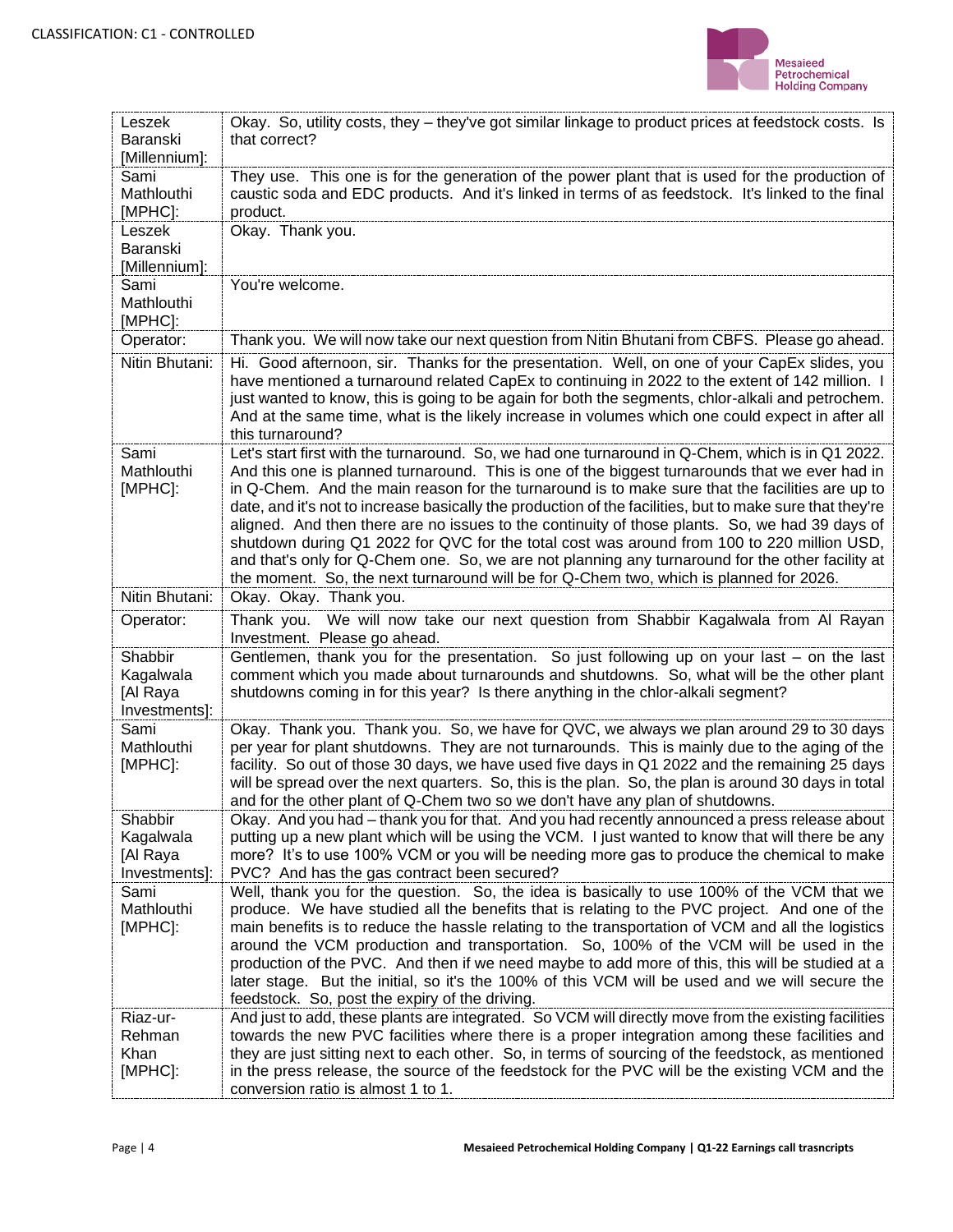| | |
|---|---|
| Leszek Baranski [Millennium]: | Okay. So, utility costs, they – they've got similar linkage to product prices at feedstock costs. Is that correct? |
| Sami Mathlouthi [MPHC]: | They use. This one is for the generation of the power plant that is used for the production of caustic soda and EDC products. And it's linked in terms of as feedstock. It's linked to the final product. |
| Leszek Baranski [Millennium]: | Okay. Thank you. |
| Sami Mathlouthi [MPHC]: | You're welcome. |
| Operator: | Thank you. We will now take our next question from Nitin Bhutani from CBFS. Please go ahead. |
| Nitin Bhutani: | Hi. Good afternoon, sir. Thanks for the presentation. Well, on one of your CapEx slides, you have mentioned a turnaround related CapEx to continuing in 2022 to the extent of 142 million. I just wanted to know, this is going to be again for both the segments, chlor-alkali and petrochem. And at the same time, what is the likely increase in volumes which one could expect in after all this turnaround? |
| Sami Mathlouthi [MPHC]: | Let's start first with the turnaround. So, we had one turnaround in Q-Chem, which is in Q1 2022. And this one is planned turnaround. This is one of the biggest turnarounds that we ever had in in Q-Chem. And the main reason for the turnaround is to make sure that the facilities are up to date, and it's not to increase basically the production of the facilities, but to make sure that they're aligned. And then there are no issues to the continuity of those plants. So, we had 39 days of shutdown during Q1 2022 for QVC for the total cost was around from 100 to 220 million USD, and that's only for Q-Chem one. So, we are not planning any turnaround for the other facility at the moment. So, the next turnaround will be for Q-Chem two, which is planned for 2026. |
| Nitin Bhutani: | Okay. Okay. Thank you. |
| Operator: | Thank you. We will now take our next question from Shabbir Kagalwala from Al Rayan Investment. Please go ahead. |
| Shabbir Kagalwala [Al Raya Investments]: | Gentlemen, thank you for the presentation. So just following up on your last – on the last comment which you made about turnarounds and shutdowns. So, what will be the other plant shutdowns coming in for this year? Is there anything in the chlor-alkali segment? |
| Sami Mathlouthi [MPHC]: | Okay. Thank you. Thank you. So, we have for QVC, we always we plan around 29 to 30 days per year for plant shutdowns. They are not turnarounds. This is mainly due to the aging of the facility. So out of those 30 days, we have used five days in Q1 2022 and the remaining 25 days will be spread over the next quarters. So, this is the plan. So, the plan is around 30 days in total and for the other plant of Q-Chem two so we don't have any plan of shutdowns. |
| Shabbir Kagalwala [Al Raya Investments]: | Okay. And you had – thank you for that. And you had recently announced a press release about putting up a new plant which will be using the VCM. I just wanted to know that will there be any more? It's to use 100% VCM or you will be needing more gas to produce the chemical to make PVC? And has the gas contract been secured? |
| Sami Mathlouthi [MPHC]: | Well, thank you for the question. So, the idea is basically to use 100% of the VCM that we produce. We have studied all the benefits that is relating to the PVC project. And one of the main benefits is to reduce the hassle relating to the transportation of VCM and all the logistics around the VCM production and transportation. So, 100% of the VCM will be used in the production of the PVC. And then if we need maybe to add more of this, this will be studied at a later stage. But the initial, so it's the 100% of this VCM will be used and we will secure the feedstock. So, post the expiry of the driving. |
| Riaz-ur-Rehman Khan [MPHC]: | And just to add, these plants are integrated. So VCM will directly move from the existing facilities towards the new PVC facilities where there is a proper integration among these facilities and they are just sitting next to each other. So, in terms of sourcing of the feedstock, as mentioned in the press release, the source of the feedstock for the PVC will be the existing VCM and the conversion ratio is almost 1 to 1. |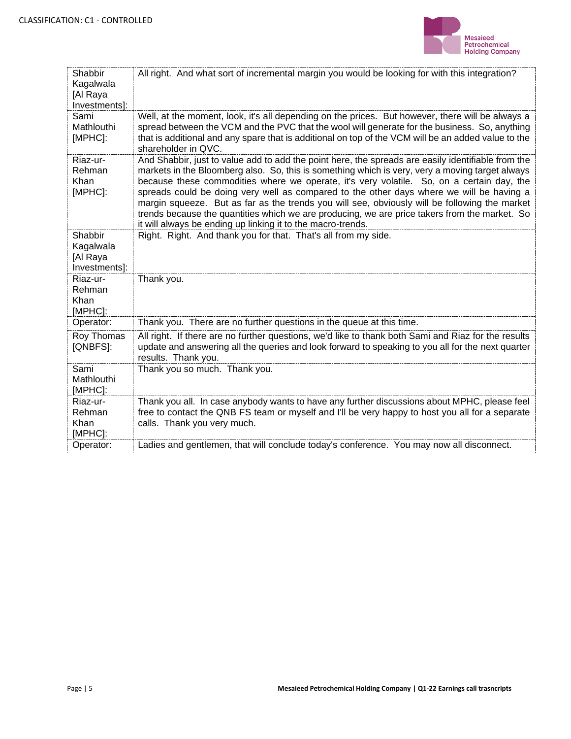| | |
|---|---|
| Shabbir Kagalwala [Al Raya Investments]: | All right. And what sort of incremental margin you would be looking for with this integration? |
| Sami Mathlouthi [MPHC]: | Well, at the moment, look, it's all depending on the prices. But however, there will be always a spread between the VCM and the PVC that the wool will generate for the business. So, anything that is additional and any spare that is additional on top of the VCM will be an added value to the shareholder in QVC. |
| Riaz-ur-Rehman Khan [MPHC]: | And Shabbir, just to value add to add the point here, the spreads are easily identifiable from the markets in the Bloomberg also. So, this is something which is very, very a moving target always because these commodities where we operate, it's very volatile. So, on a certain day, the spreads could be doing very well as compared to the other days where we will be having a margin squeeze. But as far as the trends you will see, obviously will be following the market trends because the quantities which we are producing, we are price takers from the market. So it will always be ending up linking it to the macro-trends. |
| Shabbir Kagalwala [Al Raya Investments]: | Right. Right. And thank you for that. That's all from my side. |
| Riaz-ur-Rehman Khan [MPHC]: | Thank you. |
| Operator: | Thank you. There are no further questions in the queue at this time. |
| Roy Thomas [QNBFS]: | All right. If there are no further questions, we'd like to thank both Sami and Riaz for the results update and answering all the queries and look forward to speaking to you all for the next quarter results. Thank you. |
| Sami Mathlouthi [MPHC]: | Thank you so much. Thank you. |
| Riaz-ur-Rehman Khan [MPHC]: | Thank you all. In case anybody wants to have any further discussions about MPHC, please feel free to contact the QNB FS team or myself and I'll be very happy to host you all for a separate calls. Thank you very much. |
| Operator: | Ladies and gentlemen, that will conclude today's conference. You may now all disconnect. |